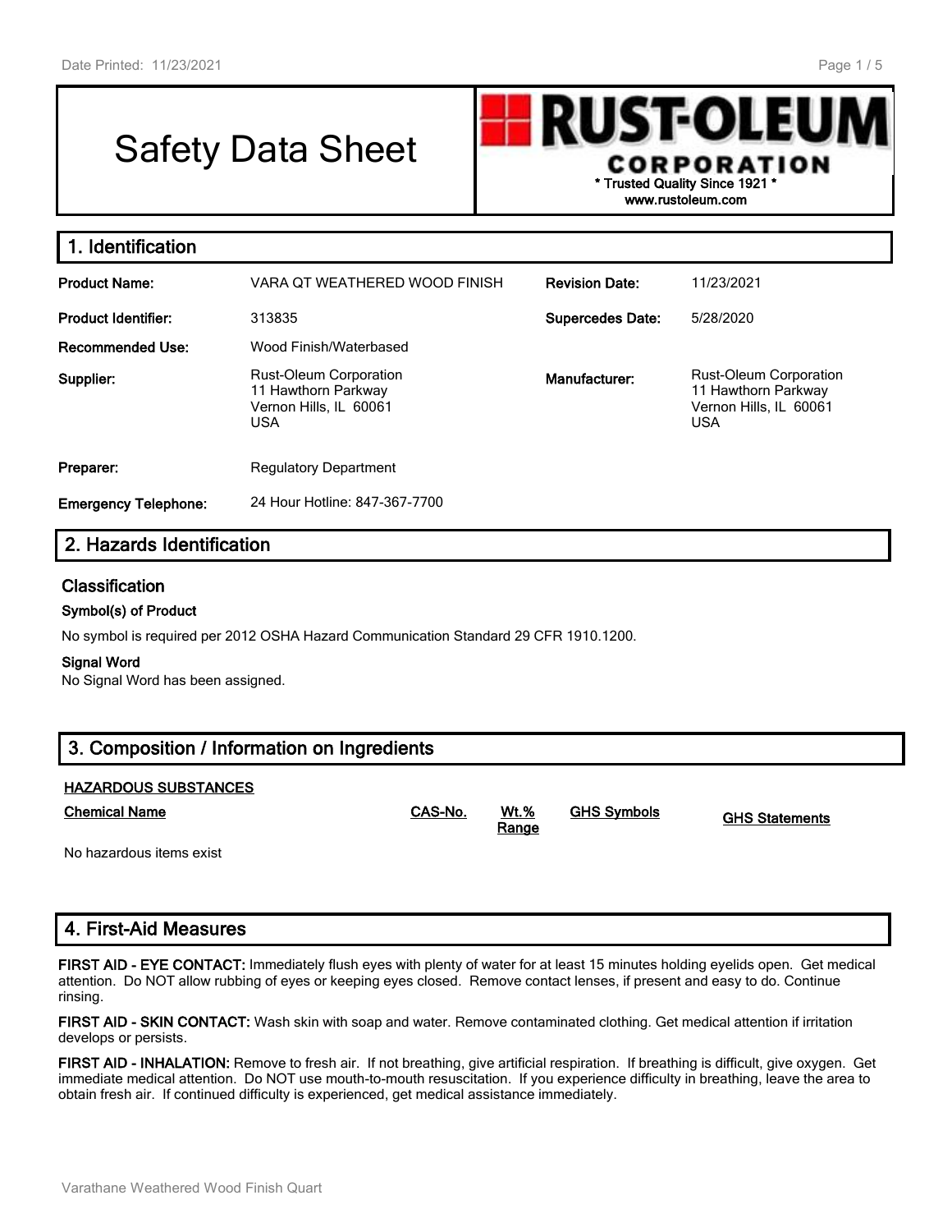# Safety Data Sheet

**RUST-OLEUM CORPORATION**
\* Trusted Quality Since 1921 \*
www.rustoleum.com

## 1. Identification

| | | | |
|---|---|---|---|
| **Product Name:** | VARA QT WEATHERED WOOD FINISH | **Revision Date:** | 11/23/2021 |
| **Product Identifier:** | 313835 | **Supercedes Date:** | 5/28/2020 |
| **Recommended Use:** | Wood Finish/Waterbased | | |
| **Supplier:** | Rust-Oleum Corporation<br>11 Hawthorn Parkway<br>Vernon Hills, IL 60061<br>USA | **Manufacturer:** | Rust-Oleum Corporation<br>11 Hawthorn Parkway<br>Vernon Hills, IL 60061<br>USA |
| **Preparer:** | Regulatory Department | | |
| **Emergency Telephone:** | 24 Hour Hotline: 847-367-7700 | | |

## 2. Hazards Identification

### Classification

**Symbol(s) of Product**

No symbol is required per 2012 OSHA Hazard Communication Standard 29 CFR 1910.1200.

**Signal Word**

No Signal Word has been assigned.

## 3. Composition / Information on Ingredients

**HAZARDOUS SUBSTANCES**

| Chemical Name | CAS-No. | Wt.% Range | GHS Symbols | GHS Statements |
|---|---|---|---|---|

No hazardous items exist

## 4. First-Aid Measures

**FIRST AID - EYE CONTACT:** Immediately flush eyes with plenty of water for at least 15 minutes holding eyelids open. Get medical attention. Do NOT allow rubbing of eyes or keeping eyes closed. Remove contact lenses, if present and easy to do. Continue rinsing.

**FIRST AID - SKIN CONTACT:** Wash skin with soap and water. Remove contaminated clothing. Get medical attention if irritation develops or persists.

**FIRST AID - INHALATION:** Remove to fresh air. If not breathing, give artificial respiration. If breathing is difficult, give oxygen. Get immediate medical attention. Do NOT use mouth-to-mouth resuscitation. If you experience difficulty in breathing, leave the area to obtain fresh air. If continued difficulty is experienced, get medical assistance immediately.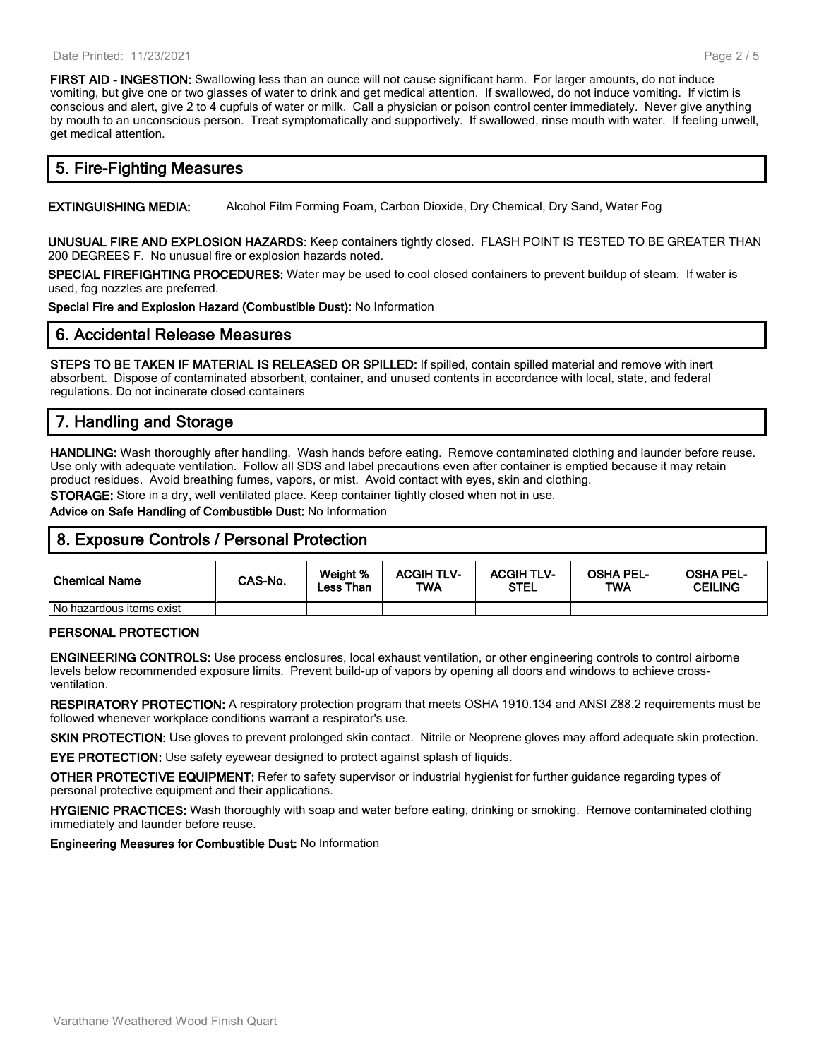**FIRST AID - INGESTION:** Swallowing less than an ounce will not cause significant harm. For larger amounts, do not induce vomiting, but give one or two glasses of water to drink and get medical attention. If swallowed, do not induce vomiting. If victim is conscious and alert, give 2 to 4 cupfuls of water or milk. Call a physician or poison control center immediately. Never give anything by mouth to an unconscious person. Treat symptomatically and supportively. If swallowed, rinse mouth with water. If feeling unwell, get medical attention.

## 5. Fire-Fighting Measures

**EXTINGUISHING MEDIA:** Alcohol Film Forming Foam, Carbon Dioxide, Dry Chemical, Dry Sand, Water Fog

**UNUSUAL FIRE AND EXPLOSION HAZARDS:** Keep containers tightly closed. FLASH POINT IS TESTED TO BE GREATER THAN 200 DEGREES F. No unusual fire or explosion hazards noted.

**SPECIAL FIREFIGHTING PROCEDURES:** Water may be used to cool closed containers to prevent buildup of steam. If water is used, fog nozzles are preferred.

**Special Fire and Explosion Hazard (Combustible Dust):** No Information

## 6. Accidental Release Measures

**STEPS TO BE TAKEN IF MATERIAL IS RELEASED OR SPILLED:** If spilled, contain spilled material and remove with inert absorbent. Dispose of contaminated absorbent, container, and unused contents in accordance with local, state, and federal regulations. Do not incinerate closed containers

## 7. Handling and Storage

**HANDLING:** Wash thoroughly after handling. Wash hands before eating. Remove contaminated clothing and launder before reuse. Use only with adequate ventilation. Follow all SDS and label precautions even after container is emptied because it may retain product residues. Avoid breathing fumes, vapors, or mist. Avoid contact with eyes, skin and clothing.

**STORAGE:** Store in a dry, well ventilated place. Keep container tightly closed when not in use.

**Advice on Safe Handling of Combustible Dust:** No Information

## 8. Exposure Controls / Personal Protection

| Chemical Name | CAS-No. | Weight % Less Than | ACGIH TLV-TWA | ACGIH TLV-STEL | OSHA PEL-TWA | OSHA PEL-CEILING |
|---|---|---|---|---|---|---|
| No hazardous items exist | | | | | | |

**PERSONAL PROTECTION**

**ENGINEERING CONTROLS:** Use process enclosures, local exhaust ventilation, or other engineering controls to control airborne levels below recommended exposure limits. Prevent build-up of vapors by opening all doors and windows to achieve cross-ventilation.

**RESPIRATORY PROTECTION:** A respiratory protection program that meets OSHA 1910.134 and ANSI Z88.2 requirements must be followed whenever workplace conditions warrant a respirator's use.

**SKIN PROTECTION:** Use gloves to prevent prolonged skin contact. Nitrile or Neoprene gloves may afford adequate skin protection.

**EYE PROTECTION:** Use safety eyewear designed to protect against splash of liquids.

**OTHER PROTECTIVE EQUIPMENT:** Refer to safety supervisor or industrial hygienist for further guidance regarding types of personal protective equipment and their applications.

**HYGIENIC PRACTICES:** Wash thoroughly with soap and water before eating, drinking or smoking. Remove contaminated clothing immediately and launder before reuse.

**Engineering Measures for Combustible Dust:** No Information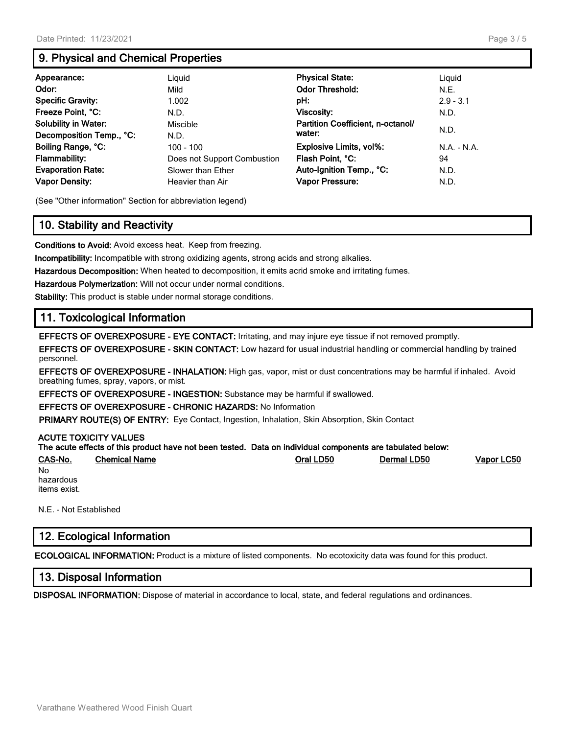## 9. Physical and Chemical Properties

| | | | |
|---|---|---|---|
| **Appearance:** | Liquid | **Physical State:** | Liquid |
| **Odor:** | Mild | **Odor Threshold:** | N.E. |
| **Specific Gravity:** | 1.002 | **pH:** | 2.9 - 3.1 |
| **Freeze Point, °C:** | N.D. | **Viscosity:** | N.D. |
| **Solubility in Water:** | Miscible | **Partition Coefficient, n-octanol/ water:** | N.D. |
| **Decomposition Temp., °C:** | N.D. | | |
| **Boiling Range, °C:** | 100 - 100 | **Explosive Limits, vol%:** | N.A. - N.A. |
| **Flammability:** | Does not Support Combustion | **Flash Point, °C:** | 94 |
| **Evaporation Rate:** | Slower than Ether | **Auto-Ignition Temp., °C:** | N.D. |
| **Vapor Density:** | Heavier than Air | **Vapor Pressure:** | N.D. |

(See "Other information" Section for abbreviation legend)

## 10. Stability and Reactivity

**Conditions to Avoid:** Avoid excess heat. Keep from freezing.

**Incompatibility:** Incompatible with strong oxidizing agents, strong acids and strong alkalies.

**Hazardous Decomposition:** When heated to decomposition, it emits acrid smoke and irritating fumes.

**Hazardous Polymerization:** Will not occur under normal conditions.

**Stability:** This product is stable under normal storage conditions.

## 11. Toxicological Information

**EFFECTS OF OVEREXPOSURE - EYE CONTACT:** Irritating, and may injure eye tissue if not removed promptly.

**EFFECTS OF OVEREXPOSURE - SKIN CONTACT:** Low hazard for usual industrial handling or commercial handling by trained personnel.

**EFFECTS OF OVEREXPOSURE - INHALATION:** High gas, vapor, mist or dust concentrations may be harmful if inhaled. Avoid breathing fumes, spray, vapors, or mist.

**EFFECTS OF OVEREXPOSURE - INGESTION:** Substance may be harmful if swallowed.

**EFFECTS OF OVEREXPOSURE - CHRONIC HAZARDS:** No Information

**PRIMARY ROUTE(S) OF ENTRY:** Eye Contact, Ingestion, Inhalation, Skin Absorption, Skin Contact

**ACUTE TOXICITY VALUES**
**The acute effects of this product have not been tested. Data on individual components are tabulated below:**

| CAS-No. | Chemical Name | Oral LD50 | Dermal LD50 | Vapor LC50 |
|---|---|---|---|---|
| No hazardous items exist. | | | | |

N.E. - Not Established

## 12. Ecological Information

**ECOLOGICAL INFORMATION:** Product is a mixture of listed components. No ecotoxicity data was found for this product.

## 13. Disposal Information

**DISPOSAL INFORMATION:** Dispose of material in accordance to local, state, and federal regulations and ordinances.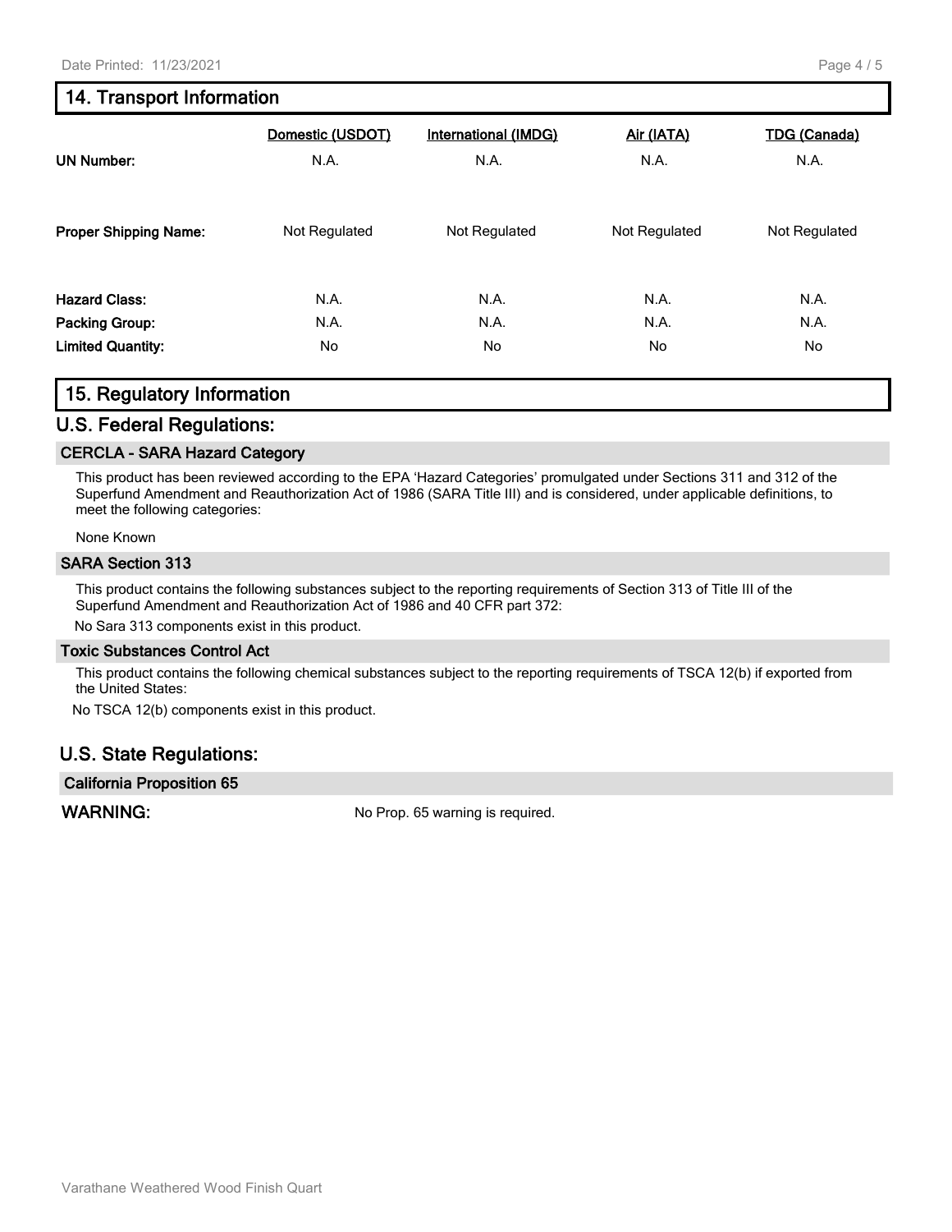## 14. Transport Information

| | Domestic (USDOT) | International (IMDG) | Air (IATA) | TDG (Canada) |
|---|---|---|---|---|
| **UN Number:** | N.A. | N.A. | N.A. | N.A. |
| **Proper Shipping Name:** | Not Regulated | Not Regulated | Not Regulated | Not Regulated |
| **Hazard Class:** | N.A. | N.A. | N.A. | N.A. |
| **Packing Group:** | N.A. | N.A. | N.A. | N.A. |
| **Limited Quantity:** | No | No | No | No |

## 15. Regulatory Information

### U.S. Federal Regulations:

#### CERCLA - SARA Hazard Category

This product has been reviewed according to the EPA 'Hazard Categories' promulgated under Sections 311 and 312 of the Superfund Amendment and Reauthorization Act of 1986 (SARA Title III) and is considered, under applicable definitions, to meet the following categories:

None Known

#### SARA Section 313

This product contains the following substances subject to the reporting requirements of Section 313 of Title III of the Superfund Amendment and Reauthorization Act of 1986 and 40 CFR part 372:

No Sara 313 components exist in this product.

#### Toxic Substances Control Act

This product contains the following chemical substances subject to the reporting requirements of TSCA 12(b) if exported from the United States:

No TSCA 12(b) components exist in this product.

### U.S. State Regulations:

#### California Proposition 65

**WARNING:** No Prop. 65 warning is required.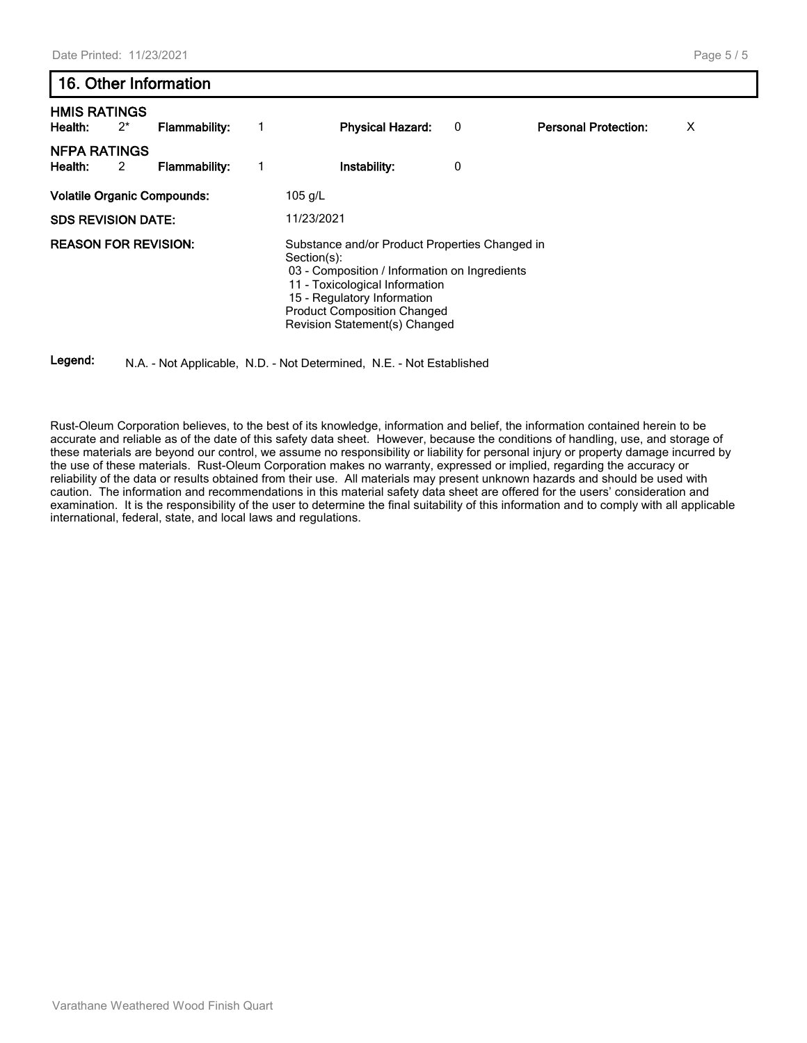## 16. Other Information

**HMIS RATINGS**

| | | | | | | | |
|---|---|---|---|---|---|---|---|
| **Health:** | 2* | **Flammability:** | 1 | **Physical Hazard:** | 0 | **Personal Protection:** | X |

**NFPA RATINGS**

| | | | | | |
|---|---|---|---|---|---|
| **Health:** | 2 | **Flammability:** | 1 | **Instability:** | 0 |

**Volatile Organic Compounds:** 105 g/L

**SDS REVISION DATE:** 11/23/2021

**REASON FOR REVISION:** Substance and/or Product Properties Changed in Section(s):
03 - Composition / Information on Ingredients
11 - Toxicological Information
15 - Regulatory Information
Product Composition Changed
Revision Statement(s) Changed

**Legend:** N.A. - Not Applicable, N.D. - Not Determined, N.E. - Not Established

Rust-Oleum Corporation believes, to the best of its knowledge, information and belief, the information contained herein to be accurate and reliable as of the date of this safety data sheet. However, because the conditions of handling, use, and storage of these materials are beyond our control, we assume no responsibility or liability for personal injury or property damage incurred by the use of these materials. Rust-Oleum Corporation makes no warranty, expressed or implied, regarding the accuracy or reliability of the data or results obtained from their use. All materials may present unknown hazards and should be used with caution. The information and recommendations in this material safety data sheet are offered for the users' consideration and examination. It is the responsibility of the user to determine the final suitability of this information and to comply with all applicable international, federal, state, and local laws and regulations.